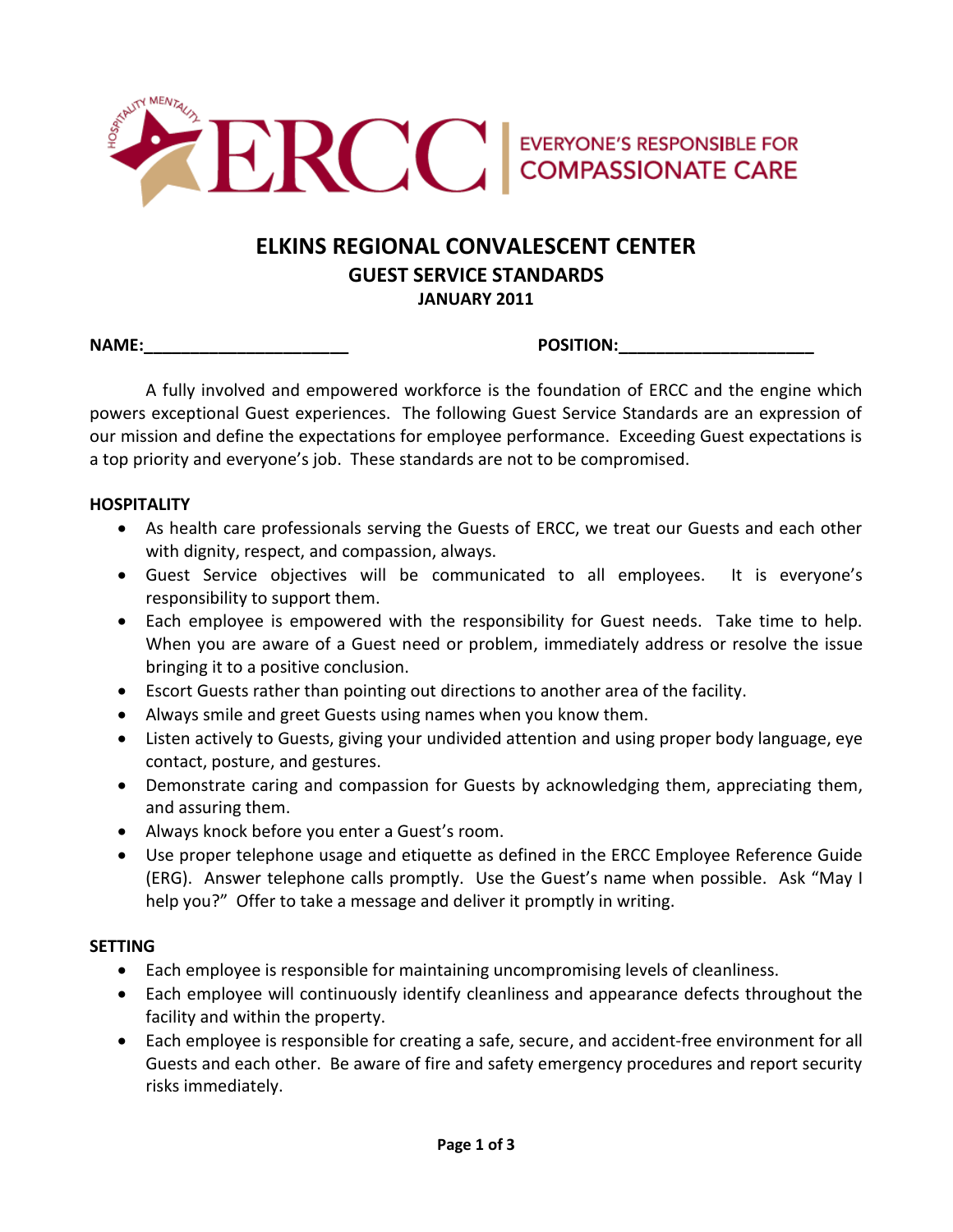ERCC | EVERYONE'S RESPONSIBLE FOR COMPASSIONATE CARE

# ELKINS REGIONAL CONVALESCENT CENTER

## GUEST SERVICE STANDARDS

### JANUARY 2011

**NAME:**______________________ **POSITION:**_____________________

A fully involved and empowered workforce is the foundation of ERCC and the engine which powers exceptional Guest experiences. The following Guest Service Standards are an expression of our mission and define the expectations for employee performance. Exceeding Guest expectations is a top priority and everyone's job. These standards are not to be compromised.

**HOSPITALITY**

- As health care professionals serving the Guests of ERCC, we treat our Guests and each other with dignity, respect, and compassion, always.
- Guest Service objectives will be communicated to all employees. It is everyone's responsibility to support them.
- Each employee is empowered with the responsibility for Guest needs. Take time to help. When you are aware of a Guest need or problem, immediately address or resolve the issue bringing it to a positive conclusion.
- Escort Guests rather than pointing out directions to another area of the facility.
- Always smile and greet Guests using names when you know them.
- Listen actively to Guests, giving your undivided attention and using proper body language, eye contact, posture, and gestures.
- Demonstrate caring and compassion for Guests by acknowledging them, appreciating them, and assuring them.
- Always knock before you enter a Guest's room.
- Use proper telephone usage and etiquette as defined in the ERCC Employee Reference Guide (ERG). Answer telephone calls promptly. Use the Guest's name when possible. Ask "May I help you?" Offer to take a message and deliver it promptly in writing.

**SETTING**

- Each employee is responsible for maintaining uncompromising levels of cleanliness.
- Each employee will continuously identify cleanliness and appearance defects throughout the facility and within the property.
- Each employee is responsible for creating a safe, secure, and accident-free environment for all Guests and each other. Be aware of fire and safety emergency procedures and report security risks immediately.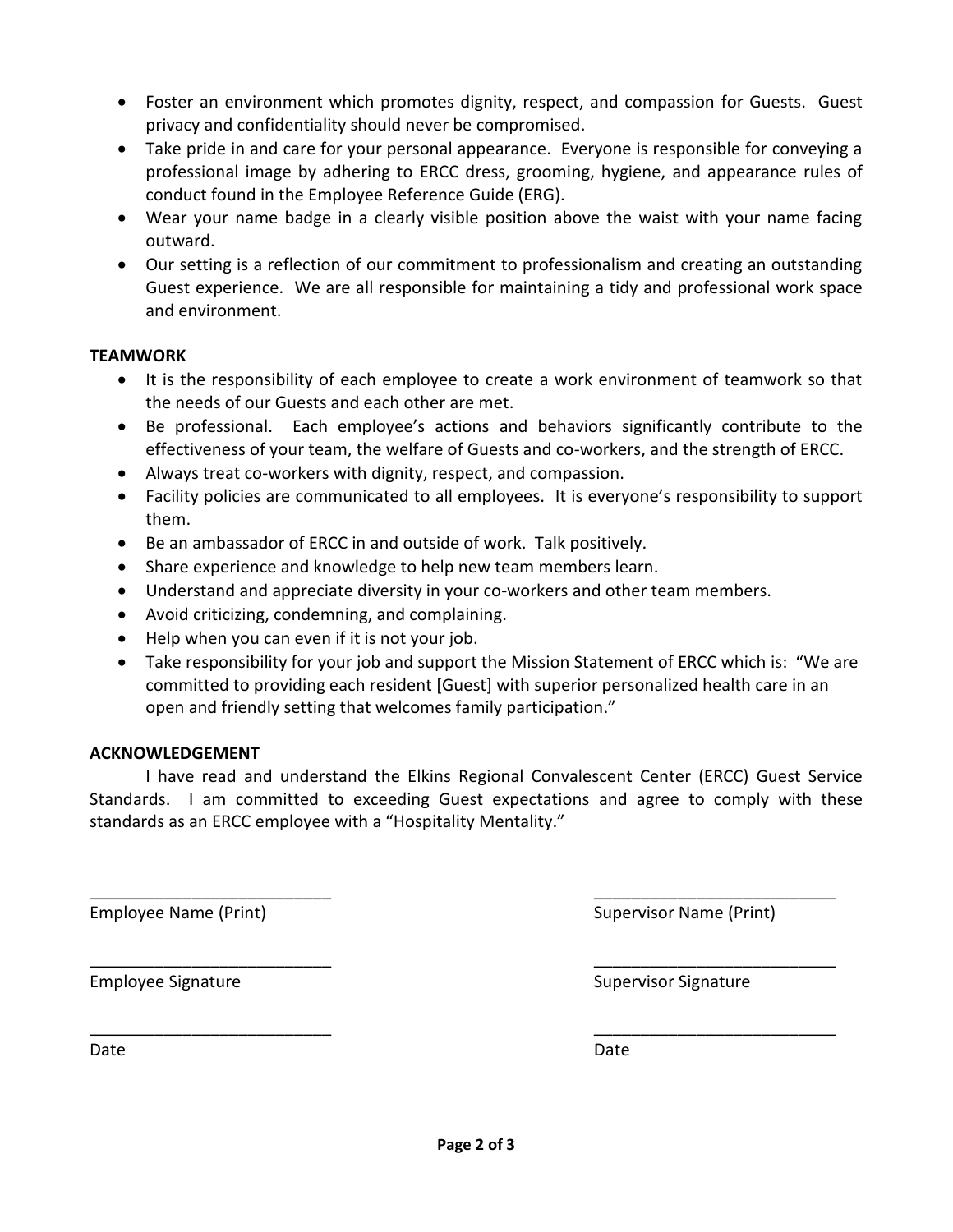- Foster an environment which promotes dignity, respect, and compassion for Guests. Guest privacy and confidentiality should never be compromised.
- Take pride in and care for your personal appearance. Everyone is responsible for conveying a professional image by adhering to ERCC dress, grooming, hygiene, and appearance rules of conduct found in the Employee Reference Guide (ERG).
- Wear your name badge in a clearly visible position above the waist with your name facing outward.
- Our setting is a reflection of our commitment to professionalism and creating an outstanding Guest experience. We are all responsible for maintaining a tidy and professional work space and environment.

**TEAMWORK**

- It is the responsibility of each employee to create a work environment of teamwork so that the needs of our Guests and each other are met.
- Be professional. Each employee's actions and behaviors significantly contribute to the effectiveness of your team, the welfare of Guests and co-workers, and the strength of ERCC.
- Always treat co-workers with dignity, respect, and compassion.
- Facility policies are communicated to all employees. It is everyone's responsibility to support them.
- Be an ambassador of ERCC in and outside of work. Talk positively.
- Share experience and knowledge to help new team members learn.
- Understand and appreciate diversity in your co-workers and other team members.
- Avoid criticizing, condemning, and complaining.
- Help when you can even if it is not your job.
- Take responsibility for your job and support the Mission Statement of ERCC which is: "We are committed to providing each resident [Guest] with superior personalized health care in an open and friendly setting that welcomes family participation."

**ACKNOWLEDGEMENT**

I have read and understand the Elkins Regional Convalescent Center (ERCC) Guest Service Standards. I am committed to exceeding Guest expectations and agree to comply with these standards as an ERCC employee with a "Hospitality Mentality."

___________________________ ___________________________
Employee Name (Print) Supervisor Name (Print)

___________________________ ___________________________
Employee Signature Supervisor Signature

___________________________ ___________________________
Date Date